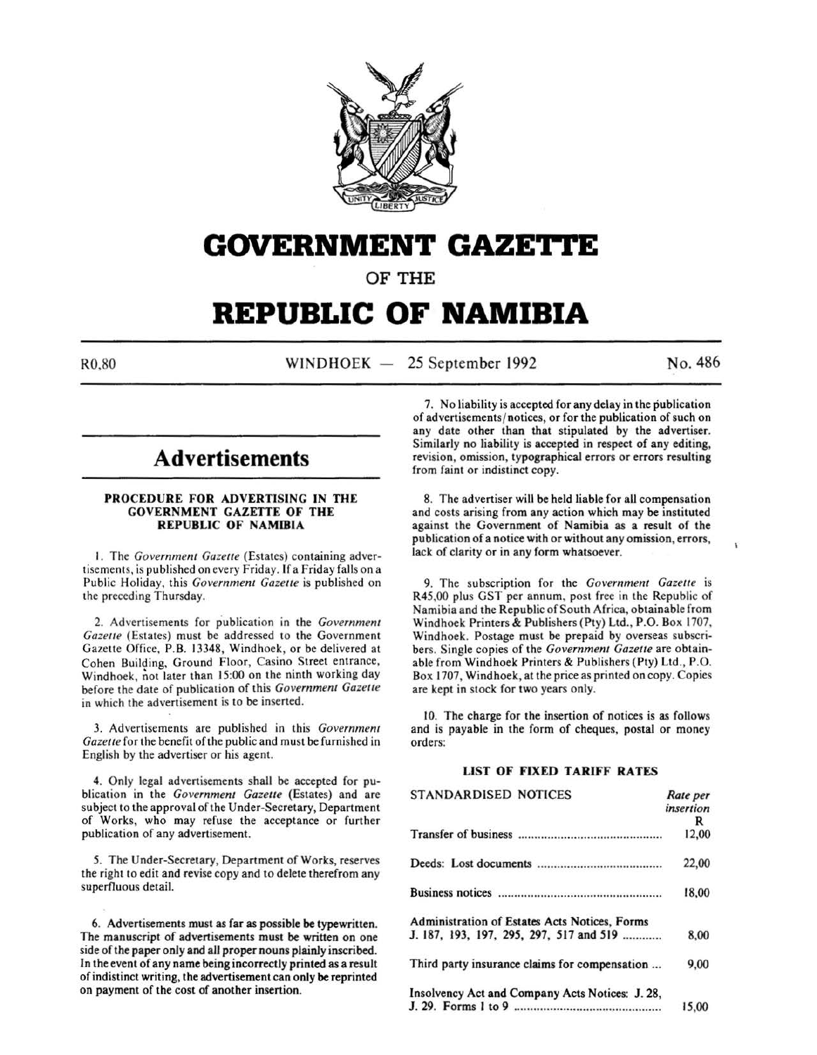# GOVERNMENT GAZETTE

OF THE

# REPUBLIC OF NAMIBIA

R0,80 WINDHOEK — 25 September 1992 No. 486

## Advertisements

### PROCEDURE FOR ADVERTISING IN THE GOVERNMENT GAZETTE OF THE REPUBLIC OF NAMIBIA

1. The *Government Gazette* (Estates) containing advertisements, is published on every Friday. If a Friday falls on a Public Holiday, this *Government Gazette* is published on the preceding Thursday.

2. Advertisements for publication in the *Government Gazette* (Estates) must be addressed to the Government Gazette Office, P.B. 13348, Windhoek, or be delivered at Cohen Building, Ground Floor, Casino Street entrance, Windhoek, not later than 15:00 on the ninth working day before the date of publication of this *Government Gazette* in which the advertisement is to be inserted.

3. Advertisements are published in this *Government Gazette* for the benefit of the public and must be furnished in English by the advertiser or his agent.

4. Only legal advertisements shall be accepted for publication in the *Government Gazette* (Estates) and are subject to the approval of the Under-Secretary, Department of Works, who may refuse the acceptance or further publication of any advertisement.

5. The Under-Secretary, Department of Works, reserves the right to edit and revise copy and to delete therefrom any superfluous detail.

6. Advertisements must as far as possible be typewritten. The manuscript of advertisements must be written on one side of the paper only and all proper nouns plainly inscribed. In the event of any name being incorrectly printed as a result of indistinct writing, the advertisement can only be reprinted on payment of the cost of another insertion.

7. No liability is accepted for any delay in the publication of advertisements/notices, or for the publication of such on any date other than that stipulated by the advertiser. Similarly no liability is accepted in respect of any editing, revision, omission, typographical errors or errors resulting from faint or indistinct copy.

8. The advertiser will be held liable for all compensation and costs arising from any action which may be instituted against the Government of Namibia as a result of the publication of a notice with or without any omission, errors, lack of clarity or in any form whatsoever.

9. The subscription for the *Government Gazette* is R45,00 plus GST per annum, post free in the Republic of Namibia and the Republic of South Africa, obtainable from Windhoek Printers & Publishers (Pty) Ltd., P.O. Box 1707, Windhoek. Postage must be prepaid by overseas subscribers. Single copies of the *Government Gazette* are obtainable from Windhoek Printers & Publishers (Pty) Ltd., P.O. Box 1707, Windhoek, at the price as printed on copy. Copies are kept in stock for two years only.

10. The charge for the insertion of notices is as follows and is payable in the form of cheques, postal or money orders:

#### LIST OF FIXED TARIFF RATES

| STANDARDISED NOTICES | *Rate per insertion* R |
|---|---|
| Transfer of business | 12,00 |
| Deeds: Lost documents | 22,00 |
| Business notices | 18,00 |
| Administration of Estates Acts Notices, Forms J. 187, 193, 197, 295, 297, 517 and 519 | 8,00 |
| Third party insurance claims for compensation | 9,00 |
| Insolvency Act and Company Acts Notices: J. 28, J. 29. Forms 1 to 9 | 15,00 |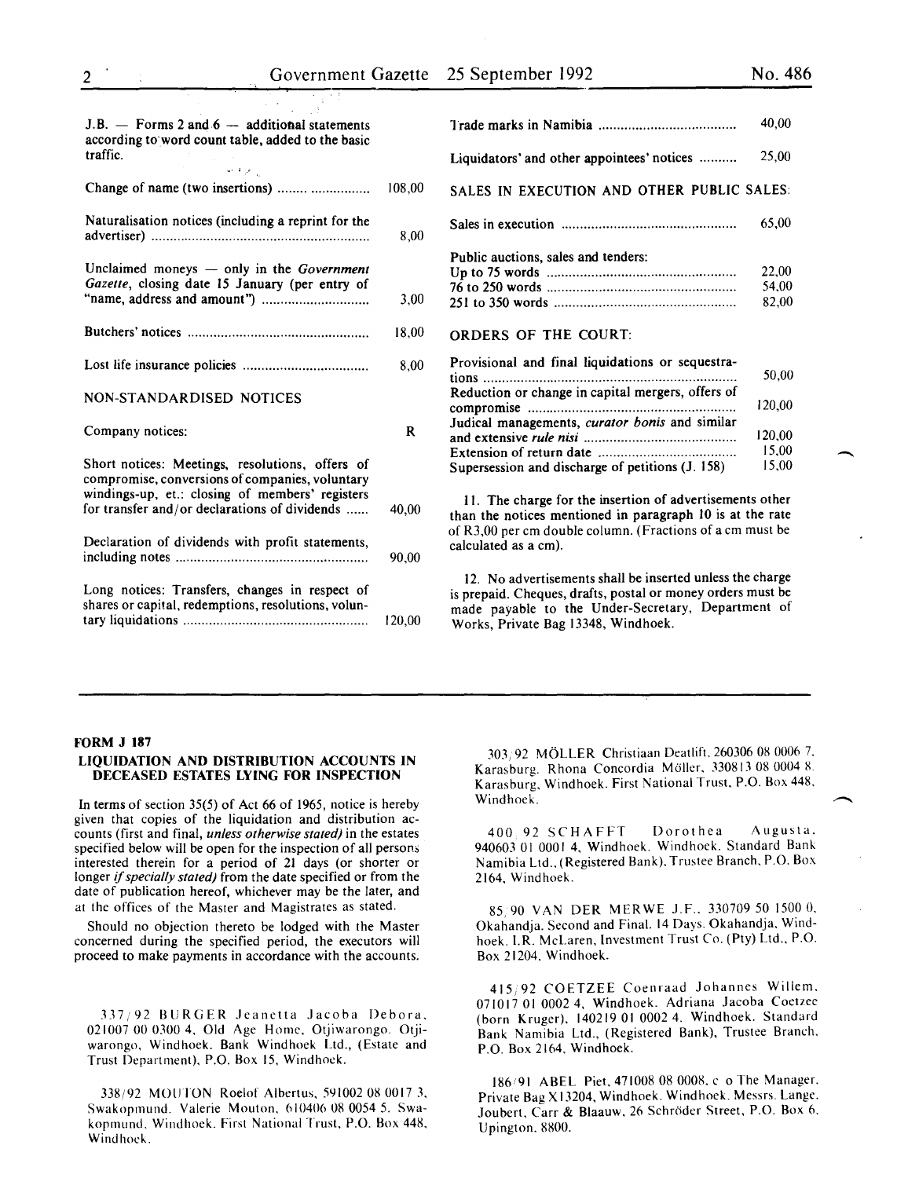J.B. — Forms 2 and 6 — additional statements according to word count table, added to the basic traffic.

| | |
|---|---|
| Change of name (two insertions) | 108,00 |
| Naturalisation notices (including a reprint for the advertiser) | 8,00 |
| Unclaimed moneys — only in the *Government Gazette*, closing date 15 January (per entry of "name, address and amount") | 3,00 |
| Butchers' notices | 18,00 |
| Lost life insurance policies | 8,00 |

NON-STANDARDISED NOTICES

| | |
|---|---|
| Company notices: | R |
| Short notices: Meetings, resolutions, offers of compromise, conversions of companies, voluntary windings-up, et.: closing of members' registers for transfer and/or declarations of dividends | 40,00 |
| Declaration of dividends with profit statements, including notes | 90,00 |
| Long notices: Transfers, changes in respect of shares or capital, redemptions, resolutions, voluntary liquidations | 120,00 |
| Trade marks in Namibia | 40,00 |
| Liquidators' and other appointees' notices | 25,00 |

SALES IN EXECUTION AND OTHER PUBLIC SALES:

| | |
|---|---|
| Sales in execution | 65,00 |
| Public auctions, sales and tenders: | |
| Up to 75 words | 22,00 |
| 76 to 250 words | 54,00 |
| 251 to 350 words | 82,00 |

ORDERS OF THE COURT:

| | |
|---|---|
| Provisional and final liquidations or sequestrations | 50,00 |
| Reduction or change in capital mergers, offers of compromise | 120,00 |
| Judical managements, *curator bonis* and similar and extensive *rule nisi* | 120,00 |
| Extension of return date | 15,00 |
| Supersession and discharge of petitions (J. 158) | 15,00 |

11. The charge for the insertion of advertisements other than the notices mentioned in paragraph 10 is at the rate of R3,00 per cm double column. (Fractions of a cm must be calculated as a cm).

12. No advertisements shall be inserted unless the charge is prepaid. Cheques, drafts, postal or money orders must be made payable to the Under-Secretary, Department of Works, Private Bag 13348, Windhoek.

---

**FORM J 187**

**LIQUIDATION AND DISTRIBUTION ACCOUNTS IN DECEASED ESTATES LYING FOR INSPECTION**

In terms of section 35(5) of Act 66 of 1965, notice is hereby given that copies of the liquidation and distribution accounts (first and final, *unless otherwise stated)* in the estates specified below will be open for the inspection of all persons interested therein for a period of 21 days (or shorter or longer *if specially stated)* from the date specified or from the date of publication hereof, whichever may be the later, and at the offices of the Master and Magistrates as stated.

Should no objection thereto be lodged with the Master concerned during the specified period, the executors will proceed to make payments in accordance with the accounts.

337/92 BURGER Jeanetta Jacoba Debora, 021007 00 0300 4, Old Age Home, Otjiwarongo. Otjiwarongo, Windhoek. Bank Windhoek Ltd., (Estate and Trust Department), P.O. Box 15, Windhoek.

338/92 MOUTON Roelof Albertus, 591002 08 0017 3, Swakopmund. Valerie Mouton, 610406 08 0054 5. Swakopmund, Windhoek. First National Trust, P.O. Box 448, Windhoek.

303/92 MÖLLER Christiaan Deatlift, 260306 08 0006 7, Karasburg. Rhona Concordia Möller, 330813 08 0004 8. Karasburg, Windhoek. First National Trust, P.O. Box 448, Windhoek.

400/92 SCHAFFT Dorothea Augusta, 940603 01 0001 4, Windhoek. Windhoek. Standard Bank Namibia Ltd., (Registered Bank), Trustee Branch, P.O. Box 2164, Windhoek.

85/90 VAN DER MERWE J.F., 330709 50 1500 0, Okahandja. Second and Final. 14 Days. Okahandja, Windhoek. I.R. McLaren, Investment Trust Co. (Pty) Ltd., P.O. Box 21204, Windhoek.

415/92 COETZEE Coenraad Johannes Willem, 071017 01 0002 4, Windhoek. Adriana Jacoba Coetzee (born Kruger), 140219 01 0002 4. Windhoek. Standard Bank Namibia Ltd., (Registered Bank), Trustee Branch, P.O. Box 2164, Windhoek.

186/91 ABEL Piet, 471008 08 0008, c/o The Manager, Private Bag X13204, Windhoek. Windhoek. Messrs. Lange, Joubert, Carr & Blaauw, 26 Schröder Street, P.O. Box 6, Upington, 8800.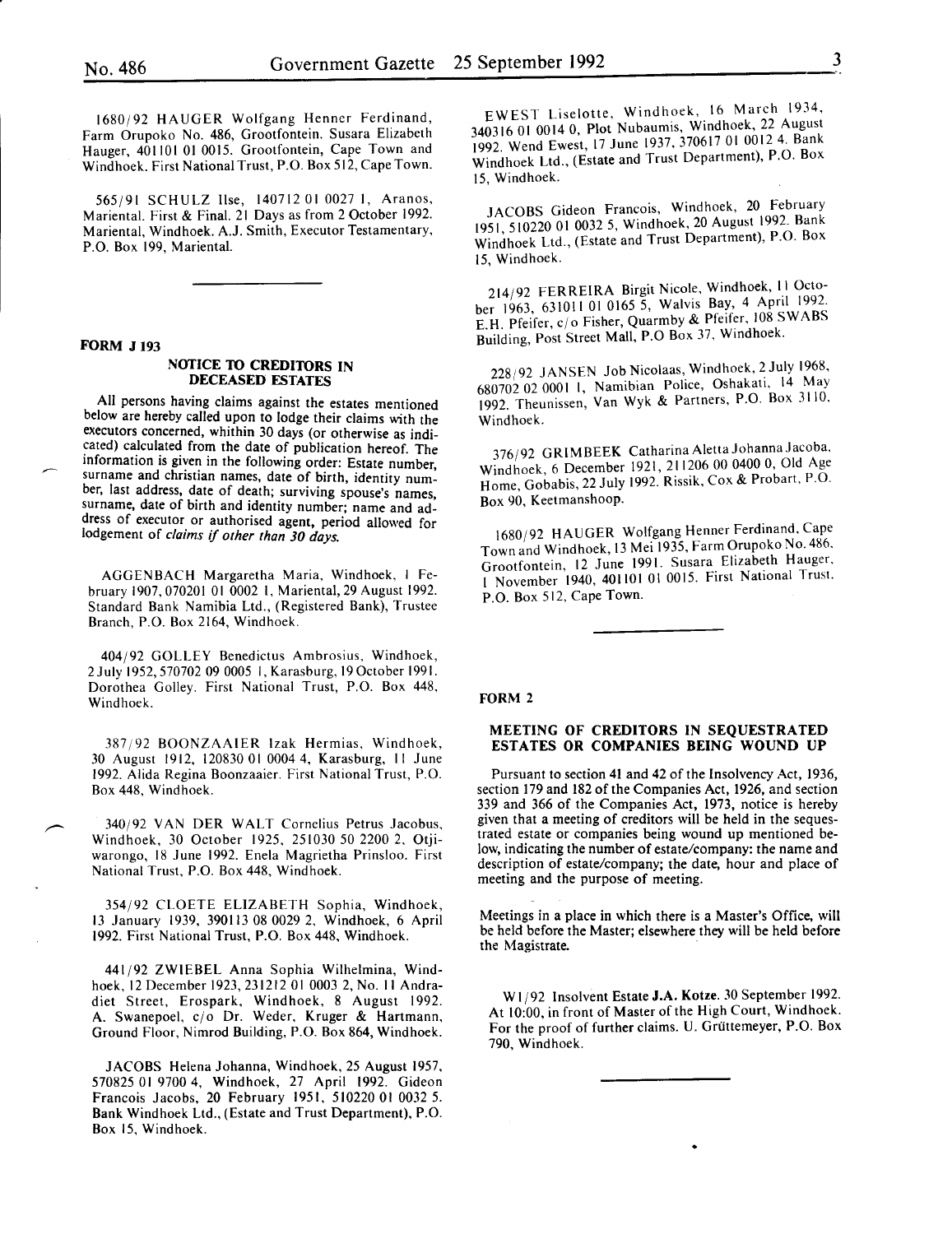1680/92 HAUGER Wolfgang Henner Ferdinand, Farm Orupoko No. 486, Grootfontein. Susara Elizabeth Hauger, 401101 01 0015. Grootfontein, Cape Town and Windhoek. First National Trust, P.O. Box 512, Cape Town.

565/91 SCHULZ Ilse, 140712 01 0027 1, Aranos, Mariental. First & Final. 21 Days as from 2 October 1992. Mariental, Windhoek. A.J. Smith, Executor Testamentary, P.O. Box 199, Mariental.

---

**FORM J 193**

### NOTICE TO CREDITORS IN DECEASED ESTATES

All persons having claims against the estates mentioned below are hereby called upon to lodge their claims with the executors concerned, whithin 30 days (or otherwise as indicated) calculated from the date of publication hereof. The information is given in the following order: Estate number, surname and christian names, date of birth, identity number, last address, date of death; surviving spouse's names, surname, date of birth and identity number; name and adress of executor or authorised agent, period allowed for lodgement of *claims if other than 30 days.*

AGGENBACH Margaretha Maria, Windhoek, 1 February 1907, 070201 01 0002 1, Mariental, 29 August 1992. Standard Bank Namibia Ltd., (Registered Bank), Trustee Branch, P.O. Box 2164, Windhoek.

404/92 GOLLEY Benedictus Ambrosius, Windhoek, 2 July 1952, 570702 09 0005 1, Karasburg, 19 October 1991. Dorothea Golley. First National Trust, P.O. Box 448, Windhoek.

387/92 BOONZAAIER Izak Hermias, Windhoek, 30 August 1912, 120830 01 0004 4, Karasburg, 11 June 1992. Alida Regina Boonzaaier. First National Trust, P.O. Box 448, Windhoek.

340/92 VAN DER WALT Cornelius Petrus Jacobus, Windhoek, 30 October 1925, 251030 50 2200 2, Otjiwarongo, 18 June 1992. Enela Magrietha Prinsloo. First National Trust, P.O. Box 448, Windhoek.

354/92 CLOETE ELIZABETH Sophia, Windhoek, 13 January 1939, 390113 08 0029 2, Windhoek, 6 April 1992. First National Trust, P.O. Box 448, Windhoek.

441/92 ZWIEBEL Anna Sophia Wilhelmina, Windhoek, 12 December 1923, 231212 01 0003 2, No. 11 Andradiet Street, Erospark, Windhoek, 8 August 1992. A. Swanepoel, c/o Dr. Weder, Kruger & Hartmann, Ground Floor, Nimrod Building, P.O. Box 864, Windhoek.

JACOBS Helena Johanna, Windhoek, 25 August 1957, 570825 01 9700 4, Windhoek, 27 April 1992. Gideon Francois Jacobs, 20 February 1951, 510220 01 0032 5. Bank Windhoek Ltd., (Estate and Trust Department), P.O. Box 15, Windhoek.

EWEST Liselotte, Windhoek, 16 March 1934, 340316 01 0014 0, Plot Nubaumis, Windhoek, 22 August 1992. Wend Ewest, 17 June 1937, 370617 01 0012 4. Bank Windhoek Ltd., (Estate and Trust Department), P.O. Box 15, Windhoek.

JACOBS Gideon Francois, Windhoek, 20 February 1951, 510220 01 0032 5, Windhoek, 20 August 1992. Bank Windhoek Ltd., (Estate and Trust Department), P.O. Box 15, Windhoek.

214/92 FERREIRA Birgit Nicole, Windhoek, 11 October 1963, 631011 01 0165 5, Walvis Bay, 4 April 1992. E.H. Pfeifer, c/o Fisher, Quarmby & Pfeifer, 108 SWABS Building, Post Street Mall, P.O Box 37, Windhoek.

228/92 JANSEN Job Nicolaas, Windhoek, 2 July 1968, 680702 02 0001 1, Namibian Police, Oshakati, 14 May 1992. Theunissen, Van Wyk & Partners, P.O. Box 3110, Windhoek.

376/92 GRIMBEEK Catharina Aletta Johanna Jacoba, Windhoek, 6 December 1921, 211206 00 0400 0, Old Age Home, Gobabis, 22 July 1992. Rissik, Cox & Probart, P.O. Box 90, Keetmanshoop.

1680/92 HAUGER Wolfgang Henner Ferdinand, Cape Town and Windhoek, 13 Mei 1935, Farm Orupoko No. 486, Grootfontein, 12 June 1991. Susara Elizabeth Hauger, 1 November 1940, 401101 01 0015. First National Trust, P.O. Box 512, Cape Town.

---

**FORM 2**

### MEETING OF CREDITORS IN SEQUESTRATED ESTATES OR COMPANIES BEING WOUND UP

Pursuant to section 41 and 42 of the Insolvency Act, 1936, section 179 and 182 of the Companies Act, 1926, and section 339 and 366 of the Companies Act, 1973, notice is hereby given that a meeting of creditors will be held in the sequestrated estate or companies being wound up mentioned below, indicating the number of estate/company: the name and description of estate/company; the date, hour and place of meeting and the purpose of meeting.

Meetings in a place in which there is a Master's Office, will be held before the Master; elsewhere they will be held before the Magistrate.

W1/92 Insolvent Estate **J.A. Kotze**. 30 September 1992. At 10:00, in front of Master of the High Court, Windhoek. For the proof of further claims. U. Grüttemeyer, P.O. Box 790, Windhoek.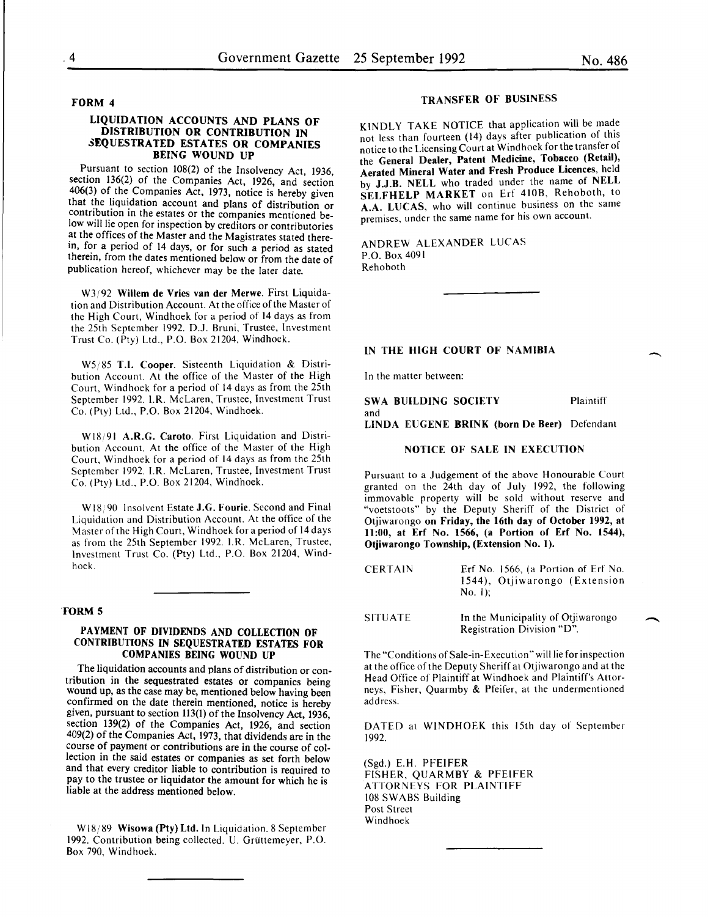## FORM 4

### LIQUIDATION ACCOUNTS AND PLANS OF DISTRIBUTION OR CONTRIBUTION IN SEQUESTRATED ESTATES OR COMPANIES BEING WOUND UP

Pursuant to section 108(2) of the Insolvency Act, 1936, section 136(2) of the Companies Act, 1926, and section 406(3) of the Companies Act, 1973, notice is hereby given that the liquidation account and plans of distribution or contribution in the estates or the companies mentioned below will lie open for inspection by creditors or contributories at the offices of the Master and the Magistrates stated therein, for a period of 14 days, or for such a period as stated therein, from the dates mentioned below or from the date of publication hereof, whichever may be the later date.

W3/92 **Willem de Vries van der Merwe**. First Liquidation and Distribution Account. At the office of the Master of the High Court, Windhoek for a period of 14 days as from the 25th September 1992. D.J. Bruni, Trustee, Investment Trust Co. (Pty) Ltd., P.O. Box 21204, Windhoek.

W5/85 **T.I. Cooper**. Sisteenth Liquidation & Distribution Account. At the office of the Master of the High Court, Windhoek for a period of 14 days as from the 25th September 1992. I.R. McLaren, Trustee, Investment Trust Co. (Pty) Ltd., P.O. Box 21204, Windhoek.

W18/91 **A.R.G. Caroto**. First Liquidation and Distribution Account. At the office of the Master of the High Court, Windhoek for a period of 14 days as from the 25th September 1992. I.R. McLaren, Trustee, Investment Trust Co. (Pty) Ltd., P.O. Box 21204, Windhoek.

W18/90 Insolvent Estate **J.G. Fourie**. Second and Final Liquidation and Distribution Account. At the office of the Master of the High Court, Windhoek for a period of 14 days as from the 25th September 1992. I.R. McLaren, Trustee, Investment Trust Co. (Pty) Ltd., P.O. Box 21204, Windhoek.

## FORM 5

### PAYMENT OF DIVIDENDS AND COLLECTION OF CONTRIBUTIONS IN SEQUESTRATED ESTATES FOR COMPANIES BEING WOUND UP

The liquidation accounts and plans of distribution or contribution in the sequestrated estates or companies being wound up, as the case may be, mentioned below having been confirmed on the date therein mentioned, notice is hereby given, pursuant to section 113(1) of the Insolvency Act, 1936, section 139(2) of the Companies Act, 1926, and section 409(2) of the Companies Act, 1973, that dividends are in the course of payment or contributions are in the course of collection in the said estates or companies as set forth below and that every creditor liable to contribution is required to pay to the trustee or liquidator the amount for which he is liable at the address mentioned below.

W18/89 **Wisowa (Pty) Ltd.** In Liquidation. 8 September 1992. Contribution being collected. U. Grüttemeyer, P.O. Box 790, Windhoek.

### TRANSFER OF BUSINESS

KINDLY TAKE NOTICE that application will be made not less than fourteen (14) days after publication of this notice to the Licensing Court at Windhoek for the transfer of the **General Dealer, Patent Medicine, Tobacco (Retail), Aerated Mineral Water and Fresh Produce Licences**, held by **J.J.B. NELL** who traded under the name of **NELL SELFHELP MARKET** on Erf 410B, Rehoboth, to **A.A. LUCAS**, who will continue business on the same premises, under the same name for his own account.

ANDREW ALEXANDER LUCAS
P.O. Box 4091
Rehoboth

### IN THE HIGH COURT OF NAMIBIA

In the matter between:

**SWA BUILDING SOCIETY** Plaintiff

and

**LINDA EUGENE BRINK (born De Beer)** Defendant

### NOTICE OF SALE IN EXECUTION

Pursuant to a Judgement of the above Honourable Court granted on the 24th day of July 1992, the following immovable property will be sold without reserve and "voetstoots" by the Deputy Sheriff of the District of Otjiwarongo **on Friday, the 16th day of October 1992, at 11:00, at Erf No. 1566, (a Portion of Erf No. 1544), Otjiwarongo Township, (Extension No. 1).**

CERTAIN Erf No. 1566, (a Portion of Erf No. 1544), Otjiwarongo (Extension No. 1);

SITUATE In the Municipality of Otjiwarongo Registration Division "D".

The "Conditions of Sale-in-Execution" will lie for inspection at the office of the Deputy Sheriff at Otjiwarongo and at the Head Office of Plaintiff at Windhoek and Plaintiff's Attorneys, Fisher, Quarmby & Pfeifer, at the undermentioned address.

DATED at WINDHOEK this 15th day of September 1992.

(Sgd.) E.H. PFEIFER
FISHER, QUARMBY & PFEIFER
ATTORNEYS FOR PLAINTIFF
108 SWABS Building
Post Street
Windhoek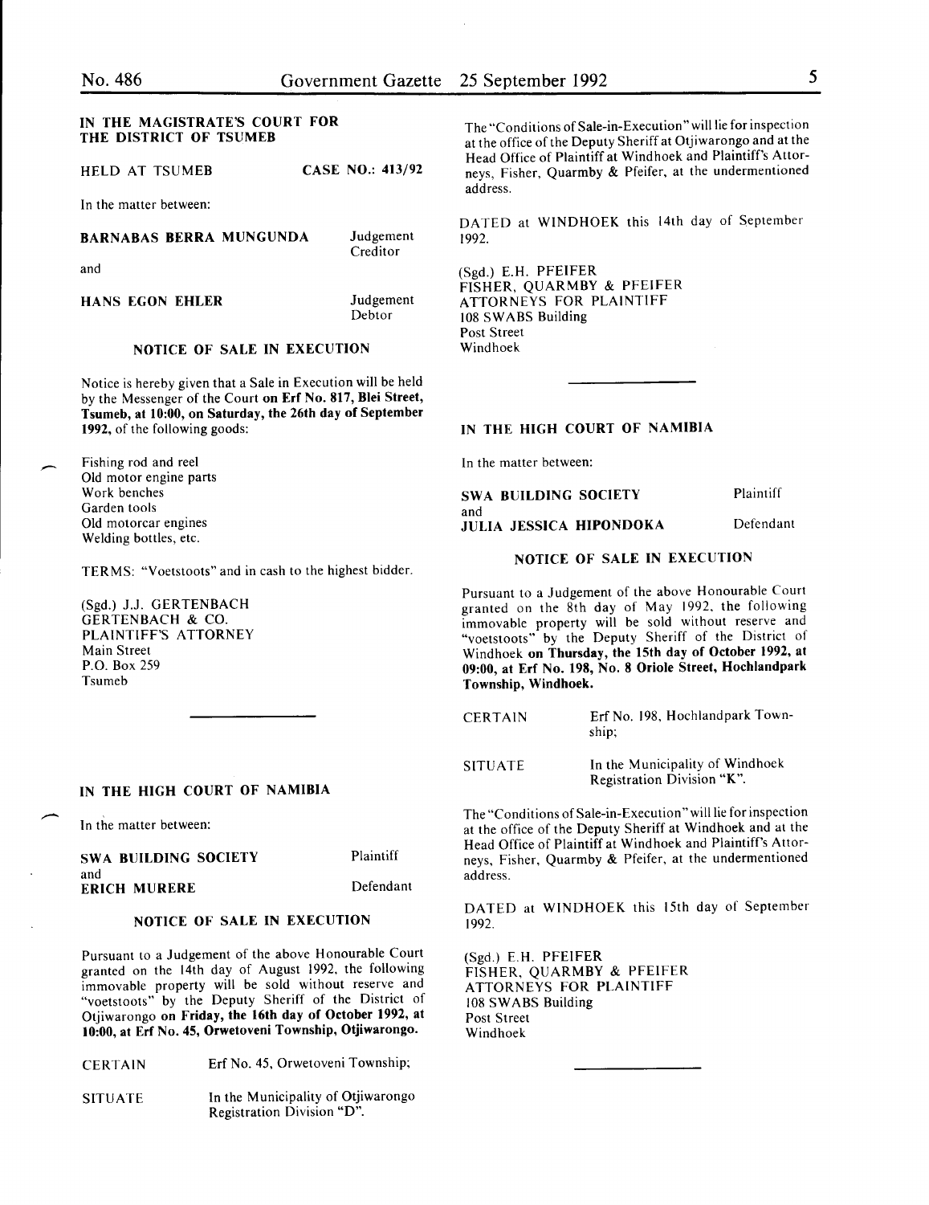## IN THE MAGISTRATE'S COURT FOR THE DISTRICT OF TSUMEB

HELD AT TSUMEB CASE NO.: 413/92

In the matter between:

| | |
|---|---|
| **BARNABAS BERRA MUNGUNDA** | Judgement Creditor |
| and | |
| **HANS EGON EHLER** | Judgement Debtor |

### NOTICE OF SALE IN EXECUTION

Notice is hereby given that a Sale in Execution will be held by the Messenger of the Court **on Erf No. 817, Blei Street, Tsumeb, at 10:00, on Saturday, the 26th day of September 1992,** of the following goods:

Fishing rod and reel
Old motor engine parts
Work benches
Garden tools
Old motorcar engines
Welding bottles, etc.

TERMS: "Voetstoots" and in cash to the highest bidder.

(Sgd.) J.J. GERTENBACH
GERTENBACH & CO.
PLAINTIFF'S ATTORNEY
Main Street
P.O. Box 259
Tsumeb

---

## IN THE HIGH COURT OF NAMIBIA

In the matter between:

| | |
|---|---|
| **SWA BUILDING SOCIETY** | Plaintiff |
| and | |
| **ERICH MURERE** | Defendant |

### NOTICE OF SALE IN EXECUTION

Pursuant to a Judgement of the above Honourable Court granted on the 14th day of August 1992, the following immovable property will be sold without reserve and "voetstoots" by the Deputy Sheriff of the District of Otjiwarongo **on Friday, the 16th day of October 1992, at 10:00, at Erf No. 45, Orwetoveni Township, Otjiwarongo.**

| | |
|---|---|
| CERTAIN | Erf No. 45, Orwetoveni Township; |
| SITUATE | In the Municipality of Otjiwarongo Registration Division "D". |

The "Conditions of Sale-in-Execution" will lie for inspection at the office of the Deputy Sheriff at Otjiwarongo and at the Head Office of Plaintiff at Windhoek and Plaintiff's Attorneys, Fisher, Quarmby & Pfeifer, at the undermentioned address.

DATED at WINDHOEK this 14th day of September 1992.

(Sgd.) E.H. PFEIFER
FISHER, QUARMBY & PFEIFER
ATTORNEYS FOR PLAINTIFF
108 SWABS Building
Post Street
Windhoek

---

## IN THE HIGH COURT OF NAMIBIA

In the matter between:

| | |
|---|---|
| **SWA BUILDING SOCIETY** | Plaintiff |
| and | |
| **JULIA JESSICA HIPONDOKA** | Defendant |

### NOTICE OF SALE IN EXECUTION

Pursuant to a Judgement of the above Honourable Court granted on the 8th day of May 1992, the following immovable property will be sold without reserve and "voetstoots" by the Deputy Sheriff of the District of Windhoek **on Thursday, the 15th day of October 1992, at 09:00, at Erf No. 198, No. 8 Oriole Street, Hochlandpark Township, Windhoek.**

| | |
|---|---|
| CERTAIN | Erf No. 198, Hochlandpark Township; |
| SITUATE | In the Municipality of Windhoek Registration Division "K". |

The "Conditions of Sale-in-Execution" will lie for inspection at the office of the Deputy Sheriff at Windhoek and at the Head Office of Plaintiff at Windhoek and Plaintiff's Attorneys, Fisher, Quarmby & Pfeifer, at the undermentioned address.

DATED at WINDHOEK this 15th day of September 1992.

(Sgd.) E.H. PFEIFER
FISHER, QUARMBY & PFEIFER
ATTORNEYS FOR PLAINTIFF
108 SWABS Building
Post Street
Windhoek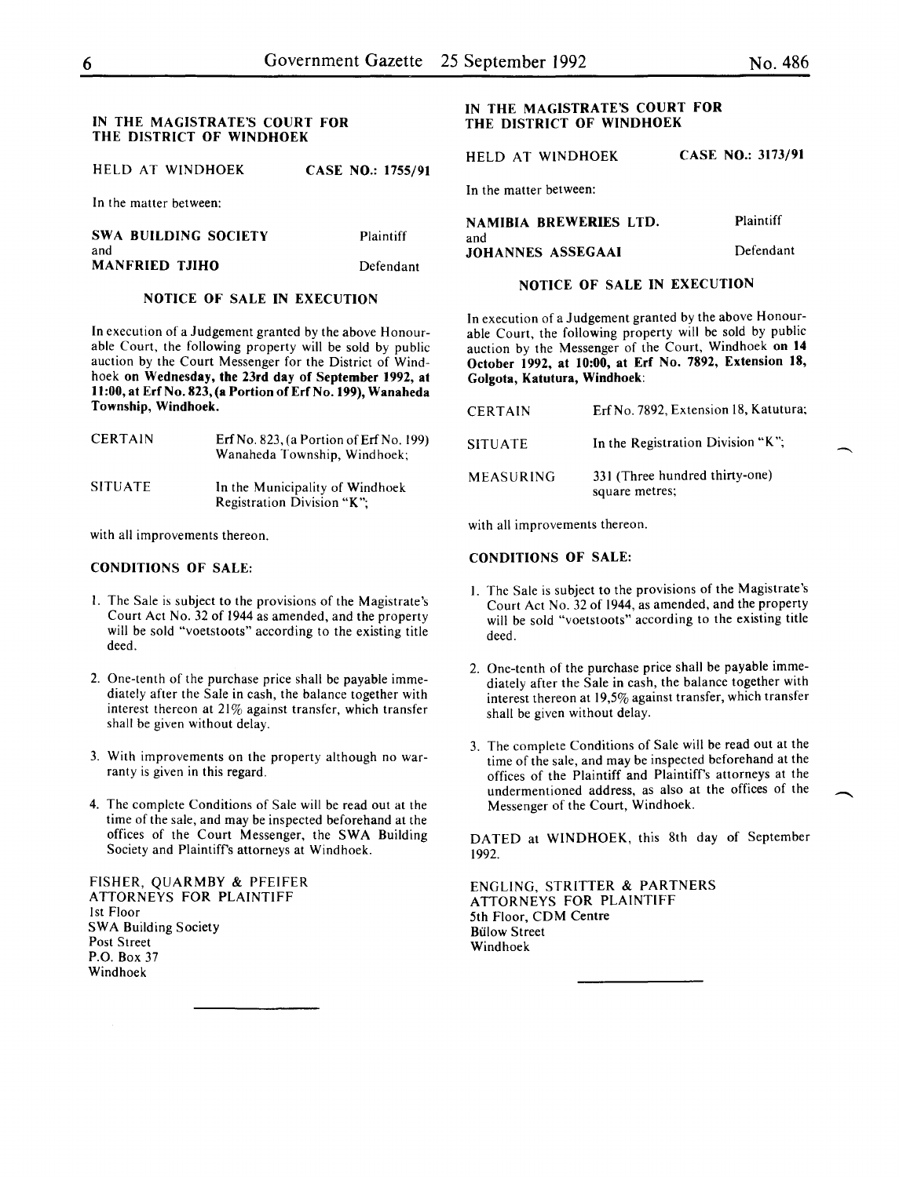## IN THE MAGISTRATE'S COURT FOR THE DISTRICT OF WINDHOEK

HELD AT WINDHOEK **CASE NO.: 1755/91**

In the matter between:

**SWA BUILDING SOCIETY** Plaintiff
and
**MANFRIED TJIHO** Defendant

### NOTICE OF SALE IN EXECUTION

In execution of a Judgement granted by the above Honourable Court, the following property will be sold by public auction by the Court Messenger for the District of Windhoek **on Wednesday, the 23rd day of September 1992, at 11:00, at Erf No. 823, (a Portion of Erf No. 199), Wanaheda Township, Windhoek.**

| | |
|---|---|
| CERTAIN | Erf No. 823, (a Portion of Erf No. 199) Wanaheda Township, Windhoek; |
| SITUATE | In the Municipality of Windhoek Registration Division "K"; |

with all improvements thereon.

**CONDITIONS OF SALE:**

1. The Sale is subject to the provisions of the Magistrate's Court Act No. 32 of 1944 as amended, and the property will be sold "voetstoots" according to the existing title deed.
2. One-tenth of the purchase price shall be payable immediately after the Sale in cash, the balance together with interest thereon at 21% against transfer, which transfer shall be given without delay.
3. With improvements on the property although no warranty is given in this regard.
4. The complete Conditions of Sale will be read out at the time of the sale, and may be inspected beforehand at the offices of the Court Messenger, the SWA Building Society and Plaintiff's attorneys at Windhoek.

FISHER, QUARMBY & PFEIFER
ATTORNEYS FOR PLAINTIFF
1st Floor
SWA Building Society
Post Street
P.O. Box 37
Windhoek

---

## IN THE MAGISTRATE'S COURT FOR THE DISTRICT OF WINDHOEK

HELD AT WINDHOEK **CASE NO.: 3173/91**

In the matter between:

**NAMIBIA BREWERIES LTD.** Plaintiff
and
**JOHANNES ASSEGAAI** Defendant

### NOTICE OF SALE IN EXECUTION

In execution of a Judgement granted by the above Honourable Court, the following property will be sold by public auction by the Messenger of the Court, Windhoek **on 14 October 1992, at 10:00, at Erf No. 7892, Extension 18, Golgota, Katutura, Windhoek**:

| | |
|---|---|
| CERTAIN | Erf No. 7892, Extension 18, Katutura; |
| SITUATE | In the Registration Division "K"; |
| MEASURING | 331 (Three hundred thirty-one) square metres; |

with all improvements thereon.

**CONDITIONS OF SALE:**

1. The Sale is subject to the provisions of the Magistrate's Court Act No. 32 of 1944, as amended, and the property will be sold "voetstoots" according to the existing title deed.
2. One-tenth of the purchase price shall be payable immediately after the Sale in cash, the balance together with interest thereon at 19,5% against transfer, which transfer shall be given without delay.
3. The complete Conditions of Sale will be read out at the time of the sale, and may be inspected beforehand at the offices of the Plaintiff and Plaintiff's attorneys at the undermentioned address, as also at the offices of the Messenger of the Court, Windhoek.

DATED at WINDHOEK, this 8th day of September 1992.

ENGLING, STRITTER & PARTNERS
ATTORNEYS FOR PLAINTIFF
5th Floor, CDM Centre
Bülow Street
Windhoek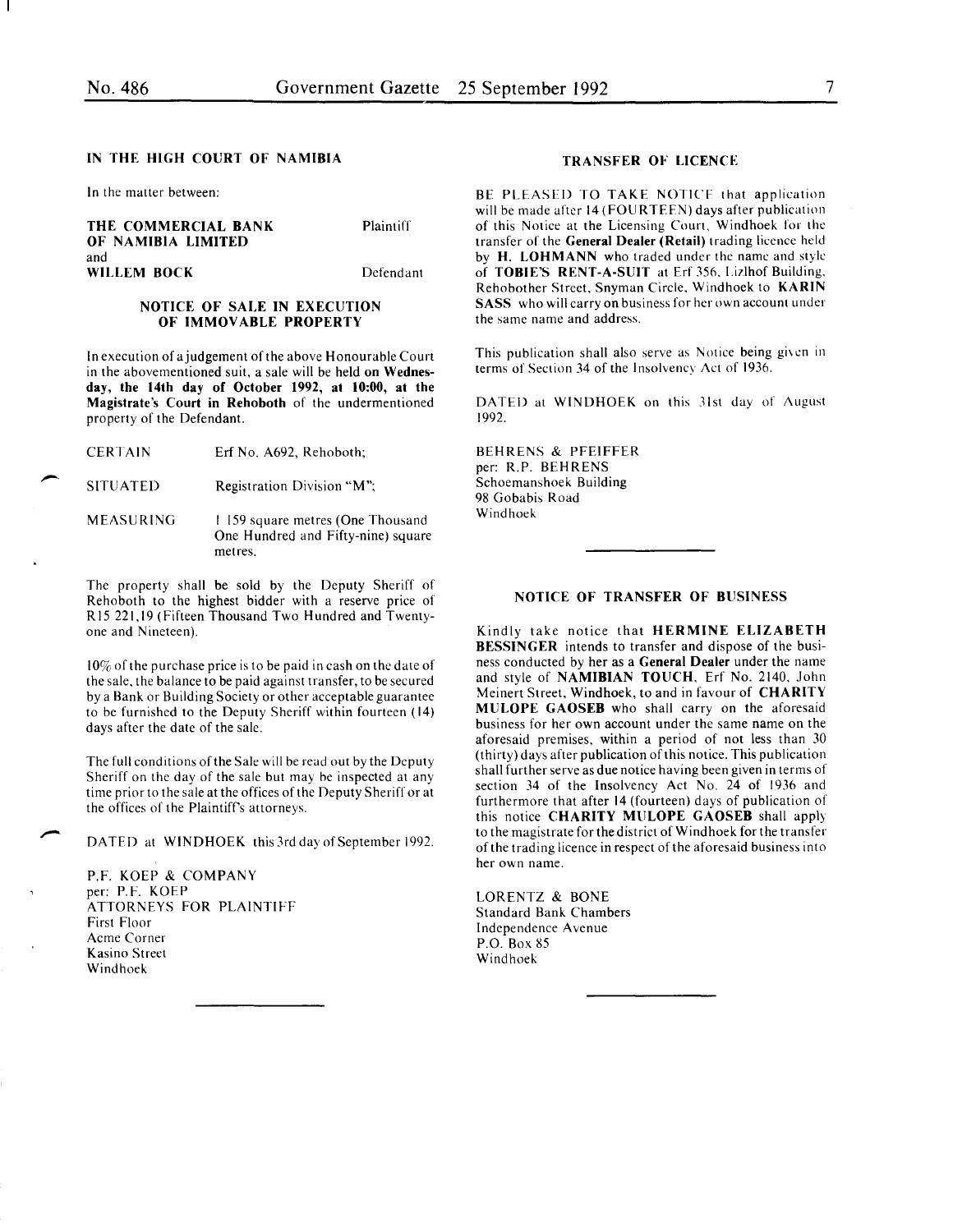## IN THE HIGH COURT OF NAMIBIA

In the matter between:

| | |
|---|---|
| **THE COMMERCIAL BANK OF NAMIBIA LIMITED** | Plaintiff |
| and | |
| **WILLEM BOCK** | Defendant |

### NOTICE OF SALE IN EXECUTION OF IMMOVABLE PROPERTY

In execution of a judgement of the above Honourable Court in the abovementioned suit, a sale will be held **on Wednesday, the 14th day of October 1992, at 10:00, at the Magistrate's Court in Rehoboth** of the undermentioned property of the Defendant.

| | |
|---|---|
| CERTAIN | Erf No. A692, Rehoboth; |
| SITUATED | Registration Division "M"; |
| MEASURING | 1 159 square metres (One Thousand One Hundred and Fifty-nine) square metres. |

The property shall be sold by the Deputy Sheriff of Rehoboth to the highest bidder with a reserve price of R15 221,19 (Fifteen Thousand Two Hundred and Twenty-one and Nineteen).

10% of the purchase price is to be paid in cash on the date of the sale, the balance to be paid against transfer, to be secured by a Bank or Building Society or other acceptable guarantee to be furnished to the Deputy Sheriff within fourteen (14) days after the date of the sale.

The full conditions of the Sale will be read out by the Deputy Sheriff on the day of the sale but may be inspected at any time prior to the sale at the offices of the Deputy Sheriff or at the offices of the Plaintiff's attorneys.

DATED at WINDHOEK this 3rd day of September 1992.

P.F. KOEP & COMPANY
per: P.F. KOEP
ATTORNEYS FOR PLAINTIFF
First Floor
Acme Corner
Kasino Street
Windhoek

---

### TRANSFER OF LICENCE

BE PLEASED TO TAKE NOTICE that application will be made after 14 (FOURTEEN) days after publication of this Notice at the Licensing Court, Windhoek for the transfer of the **General Dealer (Retail)** trading licence held by **H. LOHMANN** who traded under the name and style of **TOBIE'S RENT-A-SUIT** at Erf 356, Lizlhof Building, Rehobother Street, Snyman Circle, Windhoek to **KARIN SASS** who will carry on business for her own account under the same name and address.

This publication shall also serve as Notice being given in terms of Section 34 of the Insolvency Act of 1936.

DATED at WINDHOEK on this 31st day of August 1992.

BEHRENS & PFEIFFER
per: R.P. BEHRENS
Schoemanshoek Building
98 Gobabis Road
Windhoek

---

### NOTICE OF TRANSFER OF BUSINESS

Kindly take notice that **HERMINE ELIZABETH BESSINGER** intends to transfer and dispose of the business conducted by her as a **General Dealer** under the name and style of **NAMIBIAN TOUCH**, Erf No. 2140, John Meinert Street, Windhoek, to and in favour of **CHARITY MULOPE GAOSEB** who shall carry on the aforesaid business for her own account under the same name on the aforesaid premises, within a period of not less than 30 (thirty) days after publication of this notice. This publication shall further serve as due notice having been given in terms of section 34 of the Insolvency Act No. 24 of 1936 and furthermore that after 14 (fourteen) days of publication of this notice **CHARITY MULOPE GAOSEB** shall apply to the magistrate for the district of Windhoek for the transfer of the trading licence in respect of the aforesaid business into her own name.

LORENTZ & BONE
Standard Bank Chambers
Independence Avenue
P.O. Box 85
Windhoek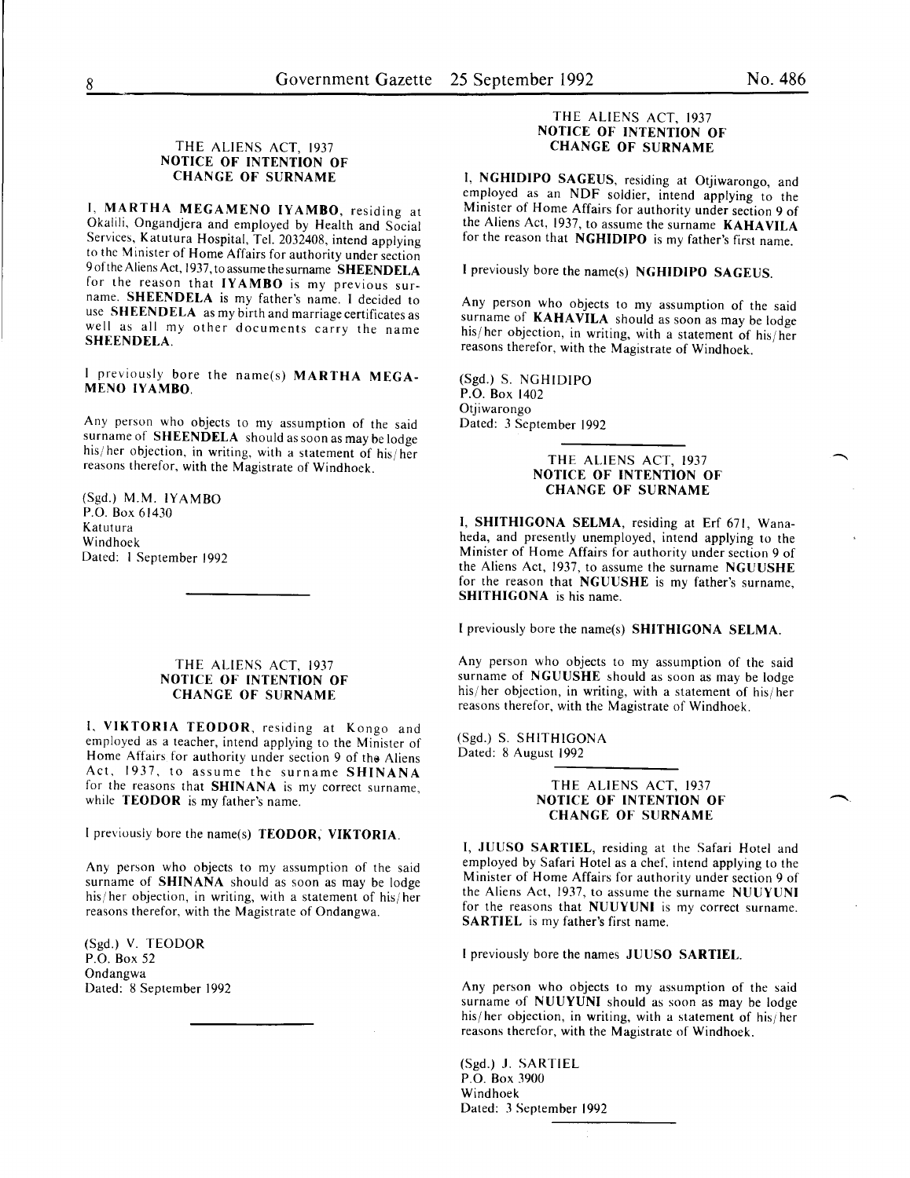THE ALIENS ACT, 1937
**NOTICE OF INTENTION OF CHANGE OF SURNAME**

I, **MARTHA MEGAMENO IYAMBO**, residing at Okalili, Ongandjera and employed by Health and Social Services, Katutura Hospital, Tel. 2032408, intend applying to the Minister of Home Affairs for authority under section 9 of the Aliens Act, 1937, to assume the surname **SHEENDELA** for the reason that **IYAMBO** is my previous surname. **SHEENDELA** is my father's name. I decided to use **SHEENDELA** as my birth and marriage certificates as well as all my other documents carry the name **SHEENDELA**.

I previously bore the name(s) **MARTHA MEGAMENO IYAMBO**.

Any person who objects to my assumption of the said surname of **SHEENDELA** should as soon as may be lodge his/her objection, in writing, with a statement of his/her reasons therefor, with the Magistrate of Windhoek.

(Sgd.) M.M. IYAMBO
P.O. Box 61430
Katutura
Windhoek
Dated: 1 September 1992

---

THE ALIENS ACT, 1937
**NOTICE OF INTENTION OF CHANGE OF SURNAME**

I, **VIKTORIA TEODOR**, residing at Kongo and employed as a teacher, intend applying to the Minister of Home Affairs for authority under section 9 of the Aliens Act, 1937, to assume the surname **SHINANA** for the reasons that **SHINANA** is my correct surname, while **TEODOR** is my father's name.

I previously bore the name(s) **TEODOR, VIKTORIA**.

Any person who objects to my assumption of the said surname of **SHINANA** should as soon as may be lodge his/her objection, in writing, with a statement of his/her reasons therefor, with the Magistrate of Ondangwa.

(Sgd.) V. TEODOR
P.O. Box 52
Ondangwa
Dated: 8 September 1992

---

THE ALIENS ACT, 1937
**NOTICE OF INTENTION OF CHANGE OF SURNAME**

I, **NGHIDIPO SAGEUS**, residing at Otjiwarongo, and employed as an NDF soldier, intend applying to the Minister of Home Affairs for authority under section 9 of the Aliens Act, 1937, to assume the surname **KAHAVILA** for the reason that **NGHIDIPO** is my father's first name.

I previously bore the name(s) **NGHIDIPO SAGEUS**.

Any person who objects to my assumption of the said surname of **KAHAVILA** should as soon as may be lodge his/her objection, in writing, with a statement of his/her reasons therefor, with the Magistrate of Windhoek.

(Sgd.) S. NGHIDIPO
P.O. Box 1402
Otjiwarongo
Dated: 3 September 1992

---

THE ALIENS ACT, 1937
**NOTICE OF INTENTION OF CHANGE OF SURNAME**

I, **SHITHIGONA SELMA**, residing at Erf 671, Wanaheda, and presently unemployed, intend applying to the Minister of Home Affairs for authority under section 9 of the Aliens Act, 1937, to assume the surname **NGUUSHE** for the reason that **NGUUSHE** is my father's surname, **SHITHIGONA** is his name.

I previously bore the name(s) **SHITHIGONA SELMA**.

Any person who objects to my assumption of the said surname of **NGUUSHE** should as soon as may be lodge his/her objection, in writing, with a statement of his/her reasons therefor, with the Magistrate of Windhoek.

(Sgd.) S. SHITHIGONA
Dated: 8 August 1992

---

THE ALIENS ACT, 1937
**NOTICE OF INTENTION OF CHANGE OF SURNAME**

I, **JUUSO SARTIEL**, residing at the Safari Hotel and employed by Safari Hotel as a chef, intend applying to the Minister of Home Affairs for authority under section 9 of the Aliens Act, 1937, to assume the surname **NUUYUNI** for the reasons that **NUUYUNI** is my correct surname. **SARTIEL** is my father's first name.

I previously bore the names **JUUSO SARTIEL**.

Any person who objects to my assumption of the said surname of **NUUYUNI** should as soon as may be lodge his/her objection, in writing, with a statement of his/her reasons therefor, with the Magistrate of Windhoek.

(Sgd.) J. SARTIEL
P.O. Box 3900
Windhoek
Dated: 3 September 1992